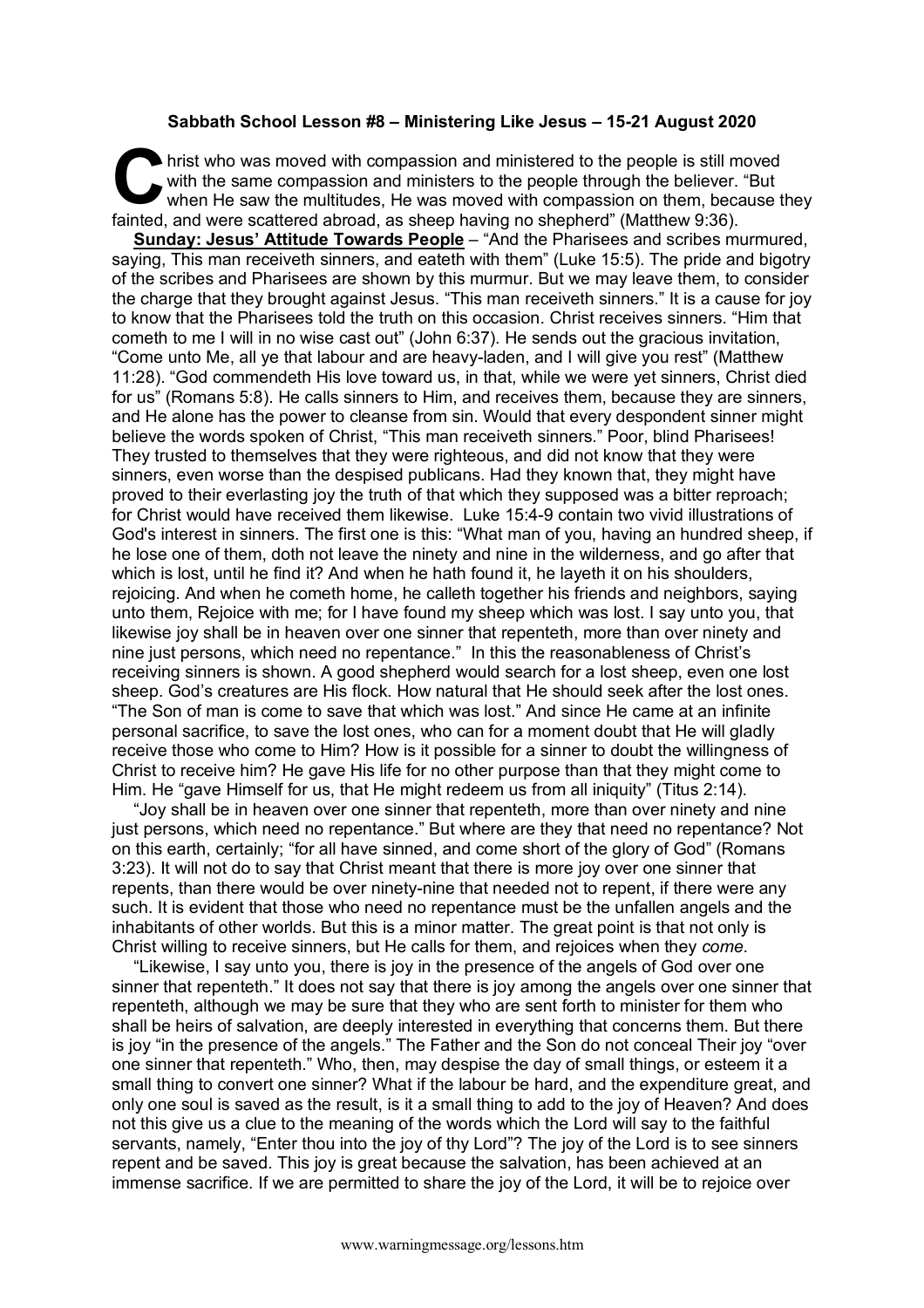**Sabbath School Lesson #8 – Ministering Like Jesus – 15-21 August 2020**

Christ who was moved with compassion and ministered to the people is still moved with the same compassion and ministers to the people through the believer. "But when He saw the multitudes, He was moved with compassion on them, because they fainted, and were scattered abroad, as sheep having no shepherd" (Matthew 9:36).

**Sunday: Jesus' Attitude Towards People** – "And the Pharisees and scribes murmured, saying, This man receiveth sinners, and eateth with them" (Luke 15:5). The pride and bigotry of the scribes and Pharisees are shown by this murmur. But we may leave them, to consider the charge that they brought against Jesus. "This man receiveth sinners." It is a cause for joy to know that the Pharisees told the truth on this occasion. Christ receives sinners. "Him that cometh to me I will in no wise cast out" (John 6:37). He sends out the gracious invitation, "Come unto Me, all ye that labour and are heavy-laden, and I will give you rest" (Matthew 11:28). "God commendeth His love toward us, in that, while we were yet sinners, Christ died for us" (Romans 5:8). He calls sinners to Him, and receives them, because they are sinners, and He alone has the power to cleanse from sin. Would that every despondent sinner might believe the words spoken of Christ, "This man receiveth sinners." Poor, blind Pharisees! They trusted to themselves that they were righteous, and did not know that they were sinners, even worse than the despised publicans. Had they known that, they might have proved to their everlasting joy the truth of that which they supposed was a bitter reproach; for Christ would have received them likewise. Luke 15:4-9 contain two vivid illustrations of God's interest in sinners. The first one is this: "What man of you, having an hundred sheep, if he lose one of them, doth not leave the ninety and nine in the wilderness, and go after that which is lost, until he find it? And when he hath found it, he layeth it on his shoulders, rejoicing. And when he cometh home, he calleth together his friends and neighbors, saying unto them, Rejoice with me; for I have found my sheep which was lost. I say unto you, that likewise joy shall be in heaven over one sinner that repenteth, more than over ninety and nine just persons, which need no repentance." In this the reasonableness of Christ's receiving sinners is shown. A good shepherd would search for a lost sheep, even one lost sheep. God's creatures are His flock. How natural that He should seek after the lost ones. "The Son of man is come to save that which was lost." And since He came at an infinite personal sacrifice, to save the lost ones, who can for a moment doubt that He will gladly receive those who come to Him? How is it possible for a sinner to doubt the willingness of Christ to receive him? He gave His life for no other purpose than that they might come to Him. He "gave Himself for us, that He might redeem us from all iniquity" (Titus 2:14).

"Joy shall be in heaven over one sinner that repenteth, more than over ninety and nine just persons, which need no repentance." But where are they that need no repentance? Not on this earth, certainly; "for all have sinned, and come short of the glory of God" (Romans 3:23). It will not do to say that Christ meant that there is more joy over one sinner that repents, than there would be over ninety-nine that needed not to repent, if there were any such. It is evident that those who need no repentance must be the unfallen angels and the inhabitants of other worlds. But this is a minor matter. The great point is that not only is Christ willing to receive sinners, but He calls for them, and rejoices when they *come*.

"Likewise, I say unto you, there is joy in the presence of the angels of God over one sinner that repenteth." It does not say that there is joy among the angels over one sinner that repenteth, although we may be sure that they who are sent forth to minister for them who shall be heirs of salvation, are deeply interested in everything that concerns them. But there is joy "in the presence of the angels." The Father and the Son do not conceal Their joy "over one sinner that repenteth." Who, then, may despise the day of small things, or esteem it a small thing to convert one sinner? What if the labour be hard, and the expenditure great, and only one soul is saved as the result, is it a small thing to add to the joy of Heaven? And does not this give us a clue to the meaning of the words which the Lord will say to the faithful servants, namely, "Enter thou into the joy of thy Lord"? The joy of the Lord is to see sinners repent and be saved. This joy is great because the salvation, has been achieved at an immense sacrifice. If we are permitted to share the joy of the Lord, it will be to rejoice over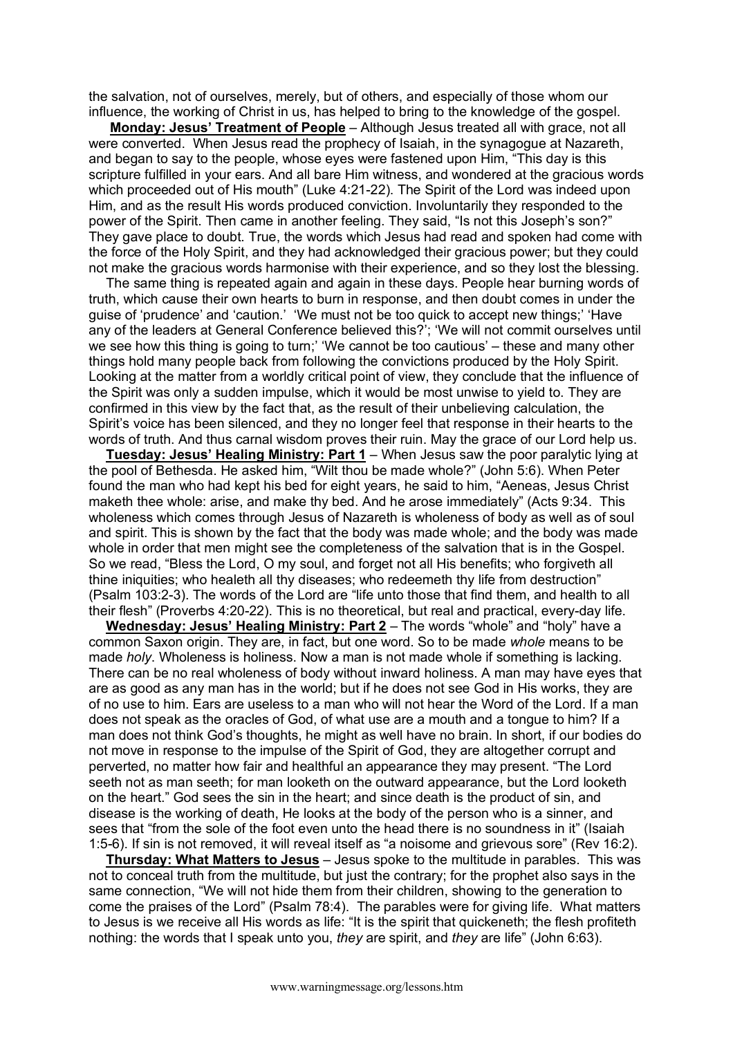the salvation, not of ourselves, merely, but of others, and especially of those whom our influence, the working of Christ in us, has helped to bring to the knowledge of the gospel.

**Monday: Jesus' Treatment of People** – Although Jesus treated all with grace, not all were converted. When Jesus read the prophecy of Isaiah, in the synagogue at Nazareth, and began to say to the people, whose eyes were fastened upon Him, "This day is this scripture fulfilled in your ears. And all bare Him witness, and wondered at the gracious words which proceeded out of His mouth" (Luke 4:21-22). The Spirit of the Lord was indeed upon Him, and as the result His words produced conviction. Involuntarily they responded to the power of the Spirit. Then came in another feeling. They said, "Is not this Joseph's son?" They gave place to doubt. True, the words which Jesus had read and spoken had come with the force of the Holy Spirit, and they had acknowledged their gracious power; but they could not make the gracious words harmonise with their experience, and so they lost the blessing.

The same thing is repeated again and again in these days. People hear burning words of truth, which cause their own hearts to burn in response, and then doubt comes in under the guise of 'prudence' and 'caution.' 'We must not be too quick to accept new things;' 'Have any of the leaders at General Conference believed this?'; 'We will not commit ourselves until we see how this thing is going to turn;' 'We cannot be too cautious' – these and many other things hold many people back from following the convictions produced by the Holy Spirit. Looking at the matter from a worldly critical point of view, they conclude that the influence of the Spirit was only a sudden impulse, which it would be most unwise to yield to. They are confirmed in this view by the fact that, as the result of their unbelieving calculation, the Spirit's voice has been silenced, and they no longer feel that response in their hearts to the words of truth. And thus carnal wisdom proves their ruin. May the grace of our Lord help us.

**Tuesday: Jesus' Healing Ministry: Part 1** – When Jesus saw the poor paralytic lying at the pool of Bethesda. He asked him, "Wilt thou be made whole?" (John 5:6). When Peter found the man who had kept his bed for eight years, he said to him, "Aeneas, Jesus Christ maketh thee whole: arise, and make thy bed. And he arose immediately" (Acts 9:34. This wholeness which comes through Jesus of Nazareth is wholeness of body as well as of soul and spirit. This is shown by the fact that the body was made whole; and the body was made whole in order that men might see the completeness of the salvation that is in the Gospel. So we read, "Bless the Lord, O my soul, and forget not all His benefits; who forgiveth all thine iniquities; who healeth all thy diseases; who redeemeth thy life from destruction" (Psalm 103:2-3). The words of the Lord are "life unto those that find them, and health to all their flesh" (Proverbs 4:20-22). This is no theoretical, but real and practical, every-day life.

**Wednesday: Jesus' Healing Ministry: Part 2** – The words "whole" and "holy" have a common Saxon origin. They are, in fact, but one word. So to be made *whole* means to be made *holy*. Wholeness is holiness. Now a man is not made whole if something is lacking. There can be no real wholeness of body without inward holiness. A man may have eyes that are as good as any man has in the world; but if he does not see God in His works, they are of no use to him. Ears are useless to a man who will not hear the Word of the Lord. If a man does not speak as the oracles of God, of what use are a mouth and a tongue to him? If a man does not think God's thoughts, he might as well have no brain. In short, if our bodies do not move in response to the impulse of the Spirit of God, they are altogether corrupt and perverted, no matter how fair and healthful an appearance they may present. "The Lord seeth not as man seeth; for man looketh on the outward appearance, but the Lord looketh on the heart." God sees the sin in the heart; and since death is the product of sin, and disease is the working of death, He looks at the body of the person who is a sinner, and sees that "from the sole of the foot even unto the head there is no soundness in it" (Isaiah 1:5-6). If sin is not removed, it will reveal itself as "a noisome and grievous sore" (Rev 16:2).

**Thursday: What Matters to Jesus** – Jesus spoke to the multitude in parables. This was not to conceal truth from the multitude, but just the contrary; for the prophet also says in the same connection, "We will not hide them from their children, showing to the generation to come the praises of the Lord" (Psalm 78:4). The parables were for giving life. What matters to Jesus is we receive all His words as life: "It is the spirit that quickeneth; the flesh profiteth nothing: the words that I speak unto you, *they* are spirit, and *they* are life" (John 6:63).